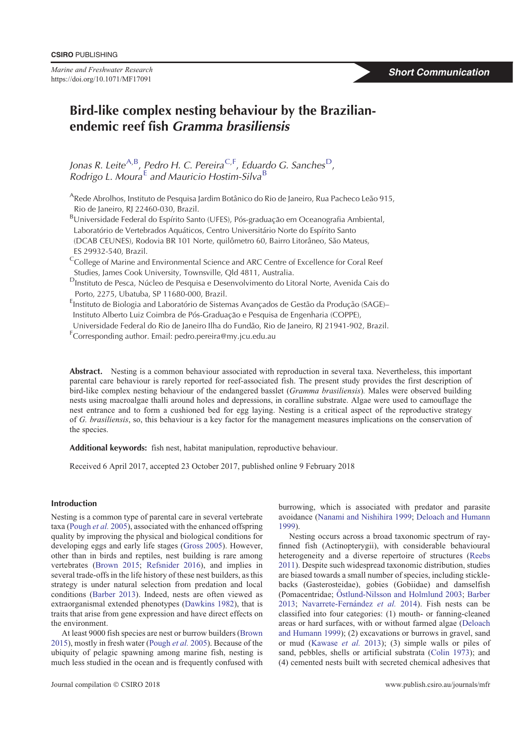CSIRO PUBLISHING

*Marine and Freshwater Research*
https://doi.org/10.1071/MF17091

**Short Communication**

# Bird-like complex nesting behaviour by the Brazilian-endemic reef fish *Gramma brasiliensis*

*Jonas R. Leite*[A,B], *Pedro H. C. Pereira*[C,F], *Eduardo G. Sanches*[D], *Rodrigo L. Moura*[E] *and Mauricio Hostim-Silva*[B]

[A]Rede Abrolhos, Instituto de Pesquisa Jardim Botânico do Rio de Janeiro, Rua Pacheco Leão 915, Rio de Janeiro, RJ 22460-030, Brazil.

[B]Universidade Federal do Espírito Santo (UFES), Pós-graduação em Oceanografia Ambiental, Laboratório de Vertebrados Aquáticos, Centro Universitário Norte do Espírito Santo (DCAB CEUNES), Rodovia BR 101 Norte, quilômetro 60, Bairro Litorâneo, São Mateus, ES 29932-540, Brazil.

[C]College of Marine and Environmental Science and ARC Centre of Excellence for Coral Reef Studies, James Cook University, Townsville, Qld 4811, Australia.

[D]Instituto de Pesca, Núcleo de Pesquisa e Desenvolvimento do Litoral Norte, Avenida Cais do Porto, 2275, Ubatuba, SP 11680-000, Brazil.

[E]Instituto de Biologia and Laboratório de Sistemas Avançados de Gestão da Produção (SAGE)–Instituto Alberto Luiz Coimbra de Pós-Graduação e Pesquisa de Engenharia (COPPE), Universidade Federal do Rio de Janeiro Ilha do Fundão, Rio de Janeiro, RJ 21941-902, Brazil.

[F]Corresponding author. Email: pedro.pereira@my.jcu.edu.au

**Abstract.** Nesting is a common behaviour associated with reproduction in several taxa. Nevertheless, this important parental care behaviour is rarely reported for reef-associated fish. The present study provides the first description of bird-like complex nesting behaviour of the endangered basslet (*Gramma brasiliensis*). Males were observed building nests using macroalgae thalli around holes and depressions, in coralline substrate. Algae were used to camouflage the nest entrance and to form a cushioned bed for egg laying. Nesting is a critical aspect of the reproductive strategy of *G. brasiliensis*, so, this behaviour is a key factor for the management measures implications on the conservation of the species.

**Additional keywords:** fish nest, habitat manipulation, reproductive behaviour.

Received 6 April 2017, accepted 23 October 2017, published online 9 February 2018

## Introduction

Nesting is a common type of parental care in several vertebrate taxa (Pough *et al.* 2005), associated with the enhanced offspring quality by improving the physical and biological conditions for developing eggs and early life stages (Gross 2005). However, other than in birds and reptiles, nest building is rare among vertebrates (Brown 2015; Refsnider 2016), and implies in several trade-offs in the life history of these nest builders, as this strategy is under natural selection from predation and local conditions (Barber 2013). Indeed, nests are often viewed as extraorganismal extended phenotypes (Dawkins 1982), that is traits that arise from gene expression and have direct effects on the environment.

At least 9000 fish species are nest or burrow builders (Brown 2015), mostly in fresh water (Pough *et al.* 2005). Because of the ubiquity of pelagic spawning among marine fish, nesting is much less studied in the ocean and is frequently confused with burrowing, which is associated with predator and parasite avoidance (Nanami and Nishihira 1999; Deloach and Humann 1999).

Nesting occurs across a broad taxonomic spectrum of ray-finned fish (Actinopterygii), with considerable behavioural heterogeneity and a diverse repertoire of structures (Reebs 2011). Despite such widespread taxonomic distribution, studies are biased towards a small number of species, including sticklebacks (Gasterosteidae), gobies (Gobiidae) and damselfish (Pomacentridae; Östlund-Nilsson and Holmlund 2003; Barber 2013; Navarrete-Fernández *et al.* 2014). Fish nests can be classified into four categories: (1) mouth- or fanning-cleaned areas or hard surfaces, with or without farmed algae (Deloach and Humann 1999); (2) excavations or burrows in gravel, sand or mud (Kawase *et al.* 2013); (3) simple walls or piles of sand, pebbles, shells or artificial substrata (Colin 1973); and (4) cemented nests built with secreted chemical adhesives that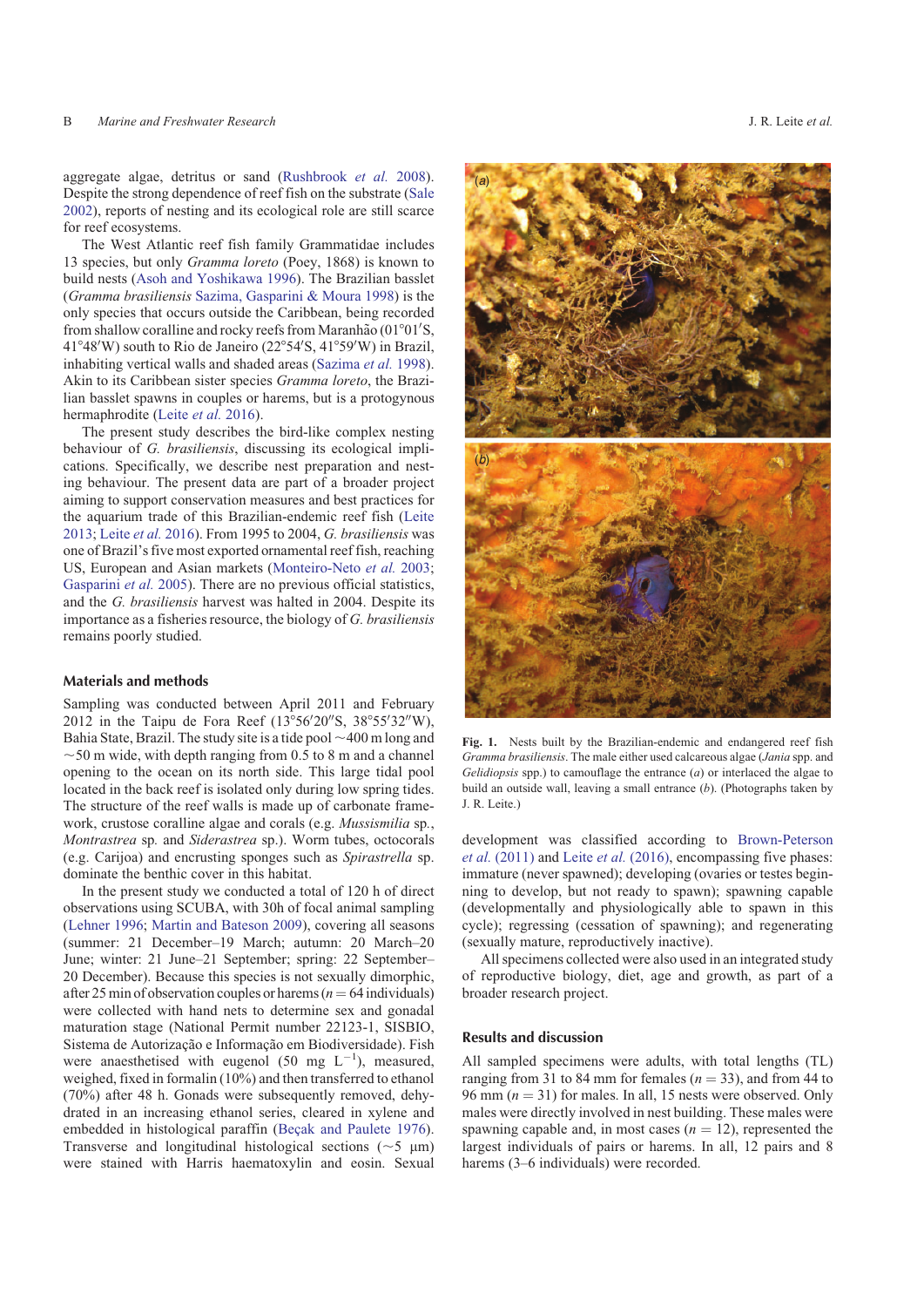aggregate algae, detritus or sand (Rushbrook *et al.* 2008). Despite the strong dependence of reef fish on the substrate (Sale 2002), reports of nesting and its ecological role are still scarce for reef ecosystems.

The West Atlantic reef fish family Grammatidae includes 13 species, but only *Gramma loreto* (Poey, 1868) is known to build nests (Asoh and Yoshikawa 1996). The Brazilian basslet (*Gramma brasiliensis* Sazima, Gasparini & Moura 1998) is the only species that occurs outside the Caribbean, being recorded from shallow coralline and rocky reefs from Maranhão (01°01′S, 41°48′W) south to Rio de Janeiro (22°54′S, 41°59′W) in Brazil, inhabiting vertical walls and shaded areas (Sazima *et al.* 1998). Akin to its Caribbean sister species *Gramma loreto*, the Brazilian basslet spawns in couples or harems, but is a protogynous hermaphrodite (Leite *et al.* 2016).

The present study describes the bird-like complex nesting behaviour of *G. brasiliensis*, discussing its ecological implications. Specifically, we describe nest preparation and nesting behaviour. The present data are part of a broader project aiming to support conservation measures and best practices for the aquarium trade of this Brazilian-endemic reef fish (Leite 2013; Leite *et al.* 2016). From 1995 to 2004, *G. brasiliensis* was one of Brazil's five most exported ornamental reef fish, reaching US, European and Asian markets (Monteiro-Neto *et al.* 2003; Gasparini *et al.* 2005). There are no previous official statistics, and the *G. brasiliensis* harvest was halted in 2004. Despite its importance as a fisheries resource, the biology of *G. brasiliensis* remains poorly studied.

## Materials and methods

Sampling was conducted between April 2011 and February 2012 in the Taipu de Fora Reef (13°56′20″S, 38°55′32″W), Bahia State, Brazil. The study site is a tide pool ~400 m long and ~50 m wide, with depth ranging from 0.5 to 8 m and a channel opening to the ocean on its north side. This large tidal pool located in the back reef is isolated only during low spring tides. The structure of the reef walls is made up of carbonate framework, crustose coralline algae and corals (e.g. *Mussismilia* sp., *Montrastrea* sp. and *Siderastrea* sp.). Worm tubes, octocorals (e.g. Carijoa) and encrusting sponges such as *Spirastrella* sp. dominate the benthic cover in this habitat.

In the present study we conducted a total of 120 h of direct observations using SCUBA, with 30h of focal animal sampling (Lehner 1996; Martin and Bateson 2009), covering all seasons (summer: 21 December–19 March; autumn: 20 March–20 June; winter: 21 June–21 September; spring: 22 September–20 December). Because this species is not sexually dimorphic, after 25 min of observation couples or harems ($n = 64$ individuals) were collected with hand nets to determine sex and gonadal maturation stage (National Permit number 22123-1, SISBIO, Sistema de Autorização e Informação em Biodiversidade). Fish were anaesthetised with eugenol (50 mg $L^{-1}$), measured, weighed, fixed in formalin (10%) and then transferred to ethanol (70%) after 48 h. Gonads were subsequently removed, dehydrated in an increasing ethanol series, cleared in xylene and embedded in histological paraffin (Beçak and Paulete 1976). Transverse and longitudinal histological sections (~5 μm) were stained with Harris haematoxylin and eosin. Sexual development was classified according to Brown-Peterson *et al.* (2011) and Leite *et al.* (2016), encompassing five phases: immature (never spawned); developing (ovaries or testes beginning to develop, but not ready to spawn); spawning capable (developmentally and physiologically able to spawn in this cycle); regressing (cessation of spawning); and regenerating (sexually mature, reproductively inactive).

All specimens collected were also used in an integrated study of reproductive biology, diet, age and growth, as part of a broader research project.

**Fig. 1.** Nests built by the Brazilian-endemic and endangered reef fish *Gramma brasiliensis*. The male either used calcareous algae (*Jania* spp. and *Gelidiopsis* spp.) to camouflage the entrance (*a*) or interlaced the algae to build an outside wall, leaving a small entrance (*b*). (Photographs taken by J. R. Leite.)

## Results and discussion

All sampled specimens were adults, with total lengths (TL) ranging from 31 to 84 mm for females ($n = 33$), and from 44 to 96 mm ($n = 31$) for males. In all, 15 nests were observed. Only males were directly involved in nest building. These males were spawning capable and, in most cases ($n = 12$), represented the largest individuals of pairs or harems. In all, 12 pairs and 8 harems (3–6 individuals) were recorded.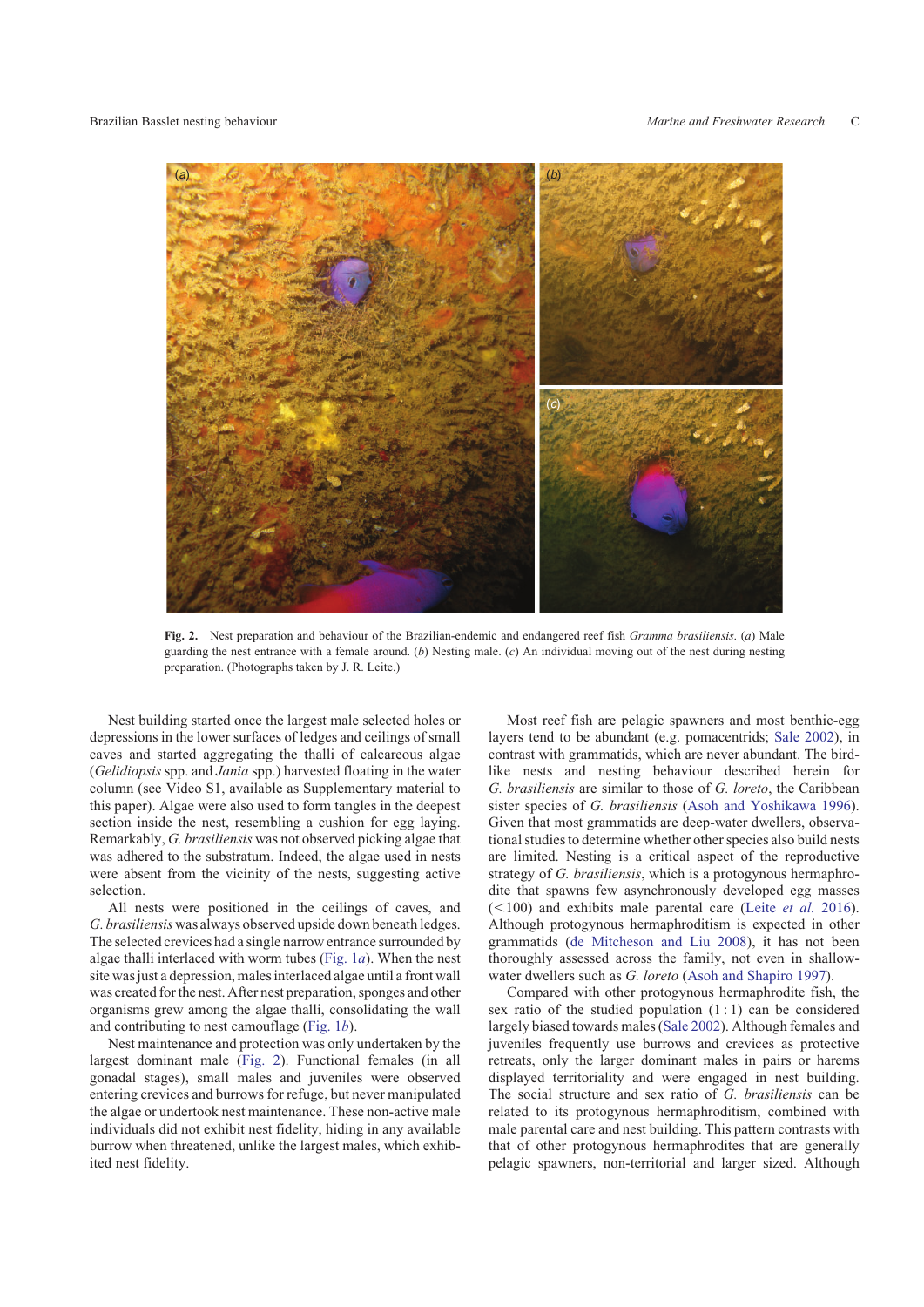Fig. 2. Nest preparation and behaviour of the Brazilian-endemic and endangered reef fish *Gramma brasiliensis*. (*a*) Male guarding the nest entrance with a female around. (*b*) Nesting male. (*c*) An individual moving out of the nest during nesting preparation. (Photographs taken by J. R. Leite.)

Nest building started once the largest male selected holes or depressions in the lower surfaces of ledges and ceilings of small caves and started aggregating the thalli of calcareous algae (*Gelidiopsis* spp. and *Jania* spp.) harvested floating in the water column (see Video S1, available as Supplementary material to this paper). Algae were also used to form tangles in the deepest section inside the nest, resembling a cushion for egg laying. Remarkably, *G. brasiliensis* was not observed picking algae that was adhered to the substratum. Indeed, the algae used in nests were absent from the vicinity of the nests, suggesting active selection.

All nests were positioned in the ceilings of caves, and *G. brasiliensis* was always observed upside down beneath ledges. The selected crevices had a single narrow entrance surrounded by algae thalli interlaced with worm tubes (Fig. 1*a*). When the nest site was just a depression, males interlaced algae until a front wall was created for the nest. After nest preparation, sponges and other organisms grew among the algae thalli, consolidating the wall and contributing to nest camouflage (Fig. 1*b*).

Nest maintenance and protection was only undertaken by the largest dominant male (Fig. 2). Functional females (in all gonadal stages), small males and juveniles were observed entering crevices and burrows for refuge, but never manipulated the algae or undertook nest maintenance. These non-active male individuals did not exhibit nest fidelity, hiding in any available burrow when threatened, unlike the largest males, which exhibited nest fidelity.

Most reef fish are pelagic spawners and most benthic-egg layers tend to be abundant (e.g. pomacentrids; Sale 2002), in contrast with grammatids, which are never abundant. The bird-like nests and nesting behaviour described herein for *G. brasiliensis* are similar to those of *G. loreto*, the Caribbean sister species of *G. brasiliensis* (Asoh and Yoshikawa 1996). Given that most grammatids are deep-water dwellers, observational studies to determine whether other species also build nests are limited. Nesting is a critical aspect of the reproductive strategy of *G. brasiliensis*, which is a protogynous hermaphrodite that spawns few asynchronously developed egg masses (<100) and exhibits male parental care (Leite *et al.* 2016). Although protogynous hermaphroditism is expected in other grammatids (de Mitcheson and Liu 2008), it has not been thoroughly assessed across the family, not even in shallow-water dwellers such as *G. loreto* (Asoh and Shapiro 1997).

Compared with other protogynous hermaphrodite fish, the sex ratio of the studied population (1 : 1) can be considered largely biased towards males (Sale 2002). Although females and juveniles frequently use burrows and crevices as protective retreats, only the larger dominant males in pairs or harems displayed territoriality and were engaged in nest building. The social structure and sex ratio of *G. brasiliensis* can be related to its protogynous hermaphroditism, combined with male parental care and nest building. This pattern contrasts with that of other protogynous hermaphrodites that are generally pelagic spawners, non-territorial and larger sized. Although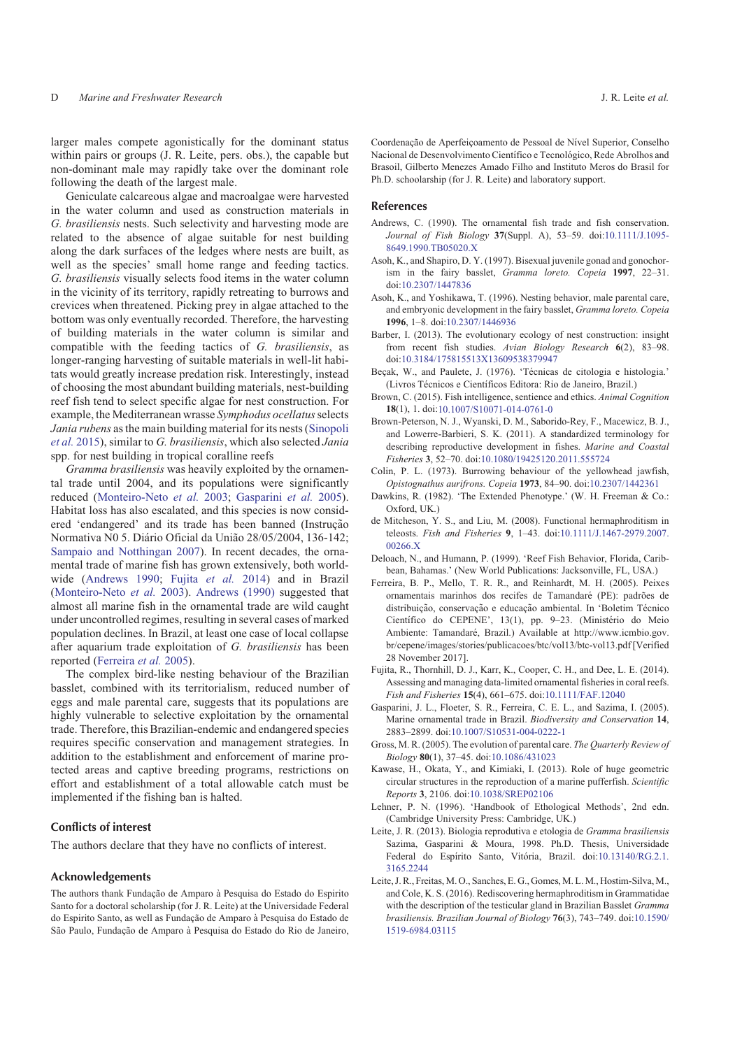larger males compete agonistically for the dominant status within pairs or groups (J. R. Leite, pers. obs.), the capable but non-dominant male may rapidly take over the dominant role following the death of the largest male.

Geniculate calcareous algae and macroalgae were harvested in the water column and used as construction materials in *G. brasiliensis* nests. Such selectivity and harvesting mode are related to the absence of algae suitable for nest building along the dark surfaces of the ledges where nests are built, as well as the species' small home range and feeding tactics. *G. brasiliensis* visually selects food items in the water column in the vicinity of its territory, rapidly retreating to burrows and crevices when threatened. Picking prey in algae attached to the bottom was only eventually recorded. Therefore, the harvesting of building materials in the water column is similar and compatible with the feeding tactics of *G. brasiliensis*, as longer-ranging harvesting of suitable materials in well-lit habitats would greatly increase predation risk. Interestingly, instead of choosing the most abundant building materials, nest-building reef fish tend to select specific algae for nest construction. For example, the Mediterranean wrasse *Symphodus ocellatus* selects *Jania rubens* as the main building material for its nests (Sinopoli *et al.* 2015), similar to *G. brasiliensis*, which also selected *Jania* spp. for nest building in tropical coralline reefs

*Gramma brasiliensis* was heavily exploited by the ornamental trade until 2004, and its populations were significantly reduced (Monteiro-Neto *et al.* 2003; Gasparini *et al.* 2005). Habitat loss has also escalated, and this species is now considered 'endangered' and its trade has been banned (Instrução Normativa N0 5. Diário Oficial da União 28/05/2004, 136-142; Sampaio and Notthingan 2007). In recent decades, the ornamental trade of marine fish has grown extensively, both worldwide (Andrews 1990; Fujita *et al.* 2014) and in Brazil (Monteiro-Neto *et al.* 2003). Andrews (1990) suggested that almost all marine fish in the ornamental trade are wild caught under uncontrolled regimes, resulting in several cases of marked population declines. In Brazil, at least one case of local collapse after aquarium trade exploitation of *G. brasiliensis* has been reported (Ferreira *et al.* 2005).

The complex bird-like nesting behaviour of the Brazilian basslet, combined with its territorialism, reduced number of eggs and male parental care, suggests that its populations are highly vulnerable to selective exploitation by the ornamental trade. Therefore, this Brazilian-endemic and endangered species requires specific conservation and management strategies. In addition to the establishment and enforcement of marine protected areas and captive breeding programs, restrictions on effort and establishment of a total allowable catch must be implemented if the fishing ban is halted.

## Conflicts of interest

The authors declare that they have no conflicts of interest.

## Acknowledgements

The authors thank Fundação de Amparo à Pesquisa do Estado do Espirito Santo for a doctoral scholarship (for J. R. Leite) at the Universidade Federal do Espirito Santo, as well as Fundação de Amparo à Pesquisa do Estado de São Paulo, Fundação de Amparo à Pesquisa do Estado do Rio de Janeiro, Coordenação de Aperfeiçoamento de Pessoal de Nível Superior, Conselho Nacional de Desenvolvimento Científico e Tecnológico, Rede Abrolhos and Brasoil, Gilberto Menezes Amado Filho and Instituto Meros do Brasil for Ph.D. schoolarship (for J. R. Leite) and laboratory support.

## References

Andrews, C. (1990). The ornamental fish trade and fish conservation. *Journal of Fish Biology* **37**(Suppl. A), 53–59. doi:10.1111/J.1095-8649.1990.TB05020.X

Asoh, K., and Shapiro, D. Y. (1997). Bisexual juvenile gonad and gonochorism in the fairy basslet, *Gramma loreto. Copeia* **1997**, 22–31. doi:10.2307/1447836

Asoh, K., and Yoshikawa, T. (1996). Nesting behavior, male parental care, and embryonic development in the fairy basslet, *Gramma loreto. Copeia* **1996**, 1–8. doi:10.2307/1446936

Barber, I. (2013). The evolutionary ecology of nest construction: insight from recent fish studies. *Avian Biology Research* **6**(2), 83–98. doi:10.3184/175815513X13609538379947

Beçak, W., and Paulete, J. (1976). 'Técnicas de citologia e histologia.' (Livros Técnicos e Científicos Editora: Rio de Janeiro, Brazil.)

Brown, C. (2015). Fish intelligence, sentience and ethics. *Animal Cognition* **18**(1), 1. doi:10.1007/S10071-014-0761-0

Brown-Peterson, N. J., Wyanski, D. M., Saborido-Rey, F., Macewicz, B. J., and Lowerre-Barbieri, S. K. (2011). A standardized terminology for describing reproductive development in fishes. *Marine and Coastal Fisheries* **3**, 52–70. doi:10.1080/19425120.2011.555724

Colin, P. L. (1973). Burrowing behaviour of the yellowhead jawfish, *Opistognathus aurifrons. Copeia* **1973**, 84–90. doi:10.2307/1442361

Dawkins, R. (1982). 'The Extended Phenotype.' (W. H. Freeman & Co.: Oxford, UK.)

de Mitcheson, Y. S., and Liu, M. (2008). Functional hermaphroditism in teleosts. *Fish and Fisheries* **9**, 1–43. doi:10.1111/J.1467-2979.2007.00266.X

Deloach, N., and Humann, P. (1999). 'Reef Fish Behavior, Florida, Caribbean, Bahamas.' (New World Publications: Jacksonville, FL, USA.)

Ferreira, B. P., Mello, T. R. R., and Reinhardt, M. H. (2005). Peixes ornamentais marinhos dos recifes de Tamandaré (PE): padrões de distribuição, conservação e educação ambiental. In 'Boletim Técnico Científico do CEPENE', 13(1), pp. 9–23. (Ministério do Meio Ambiente: Tamandaré, Brazil.) Available at http://www.icmbio.gov.br/cepene/images/stories/publicacoes/btc/vol13/btc-vol13.pdf [Verified 28 November 2017].

Fujita, R., Thornhill, D. J., Karr, K., Cooper, C. H., and Dee, L. E. (2014). Assessing and managing data-limited ornamental fisheries in coral reefs. *Fish and Fisheries* **15**(4), 661–675. doi:10.1111/FAF.12040

Gasparini, J. L., Floeter, S. R., Ferreira, C. E. L., and Sazima, I. (2005). Marine ornamental trade in Brazil. *Biodiversity and Conservation* **14**, 2883–2899. doi:10.1007/S10531-004-0222-1

Gross, M. R. (2005). The evolution of parental care. *The Quarterly Review of Biology* **80**(1), 37–45. doi:10.1086/431023

Kawase, H., Okata, Y., and Kimiaki, I. (2013). Role of huge geometric circular structures in the reproduction of a marine pufferfish. *Scientific Reports* **3**, 2106. doi:10.1038/SREP02106

Lehner, P. N. (1996). 'Handbook of Ethological Methods', 2nd edn. (Cambridge University Press: Cambridge, UK.)

Leite, J. R. (2013). Biologia reprodutiva e etologia de *Gramma brasiliensis* Sazima, Gasparini & Moura, 1998. Ph.D. Thesis, Universidade Federal do Espírito Santo, Vitória, Brazil. doi:10.13140/RG.2.1.3165.2244

Leite, J. R., Freitas, M. O., Sanches, E. G., Gomes, M. L. M., Hostim-Silva, M., and Cole, K. S. (2016). Rediscovering hermaphroditism in Grammatidae with the description of the testicular gland in Brazilian Basslet *Gramma brasiliensis. Brazilian Journal of Biology* **76**(3), 743–749. doi:10.1590/1519-6984.03115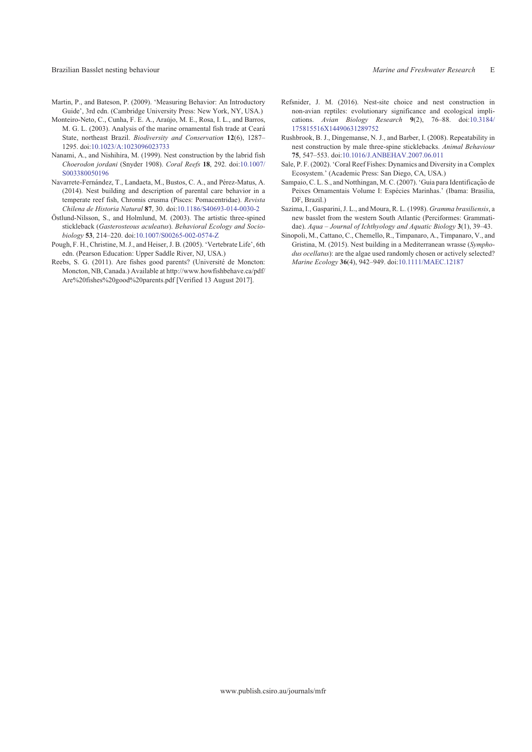Martin, P., and Bateson, P. (2009). 'Measuring Behavior: An Introductory Guide', 3rd edn. (Cambridge University Press: New York, NY, USA.)

Monteiro-Neto, C., Cunha, F. E. A., Araújo, M. E., Rosa, I. L., and Barros, M. G. L. (2003). Analysis of the marine ornamental fish trade at Ceará State, northeast Brazil. *Biodiversity and Conservation* **12**(6), 1287–1295. doi:10.1023/A:1023096023733

Nanami, A., and Nishihira, M. (1999). Nest construction by the labrid fish *Choerodon jordani* (Snyder 1908). *Coral Reefs* **18**, 292. doi:10.1007/S003380050196

Navarrete-Fernández, T., Landaeta, M., Bustos, C. A., and Pérez-Matus, A. (2014). Nest building and description of parental care behavior in a temperate reef fish, Chromis crusma (Pisces: Pomacentridae). *Revista Chilena de Historia Natural* **87**, 30. doi:10.1186/S40693-014-0030-2

Östlund-Nilsson, S., and Holmlund, M. (2003). The artistic three-spined stickleback (*Gasterosteous aculeatus*). *Behavioral Ecology and Sociobiology* **53**, 214–220. doi:10.1007/S00265-002-0574-Z

Pough, F. H., Christine, M. J., and Heiser, J. B. (2005). 'Vertebrate Life', 6th edn. (Pearson Education: Upper Saddle River, NJ, USA.)

Reebs, S. G. (2011). Are fishes good parents? (Université de Moncton: Moncton, NB, Canada.) Available at http://www.howfishbehave.ca/pdf/Are%20fishes%20good%20parents.pdf [Verified 13 August 2017].

Refsnider, J. M. (2016). Nest-site choice and nest construction in non-avian reptiles: evolutionary significance and ecological implications. *Avian Biology Research* **9**(2), 76–88. doi:10.3184/175815516X14490631289752

Rushbrook, B. J., Dingemanse, N. J., and Barber, I. (2008). Repeatability in nest construction by male three-spine sticklebacks. *Animal Behaviour* **75**, 547–553. doi:10.1016/J.ANBEHAV.2007.06.011

Sale, P. F. (2002). 'Coral Reef Fishes: Dynamics and Diversity in a Complex Ecosystem.' (Academic Press: San Diego, CA, USA.)

Sampaio, C. L. S., and Notthingan, M. C. (2007). 'Guia para Identificação de Peixes Ornamentais Volume I: Espécies Marinhas.' (Ibama: Brasilia, DF, Brazil.)

Sazima, I., Gasparini, J. L., and Moura, R. L. (1998). *Gramma brasiliensis*, a new basslet from the western South Atlantic (Perciformes: Grammatidae). *Aqua – Journal of Ichthyology and Aquatic Biology* **3**(1), 39–43.

Sinopoli, M., Cattano, C., Chemello, R., Timpanaro, A., Timpanaro, V., and Gristina, M. (2015). Nest building in a Mediterranean wrasse (*Symphodus ocellatus*): are the algae used randomly chosen or actively selected? *Marine Ecology* **36**(4), 942–949. doi:10.1111/MAEC.12187